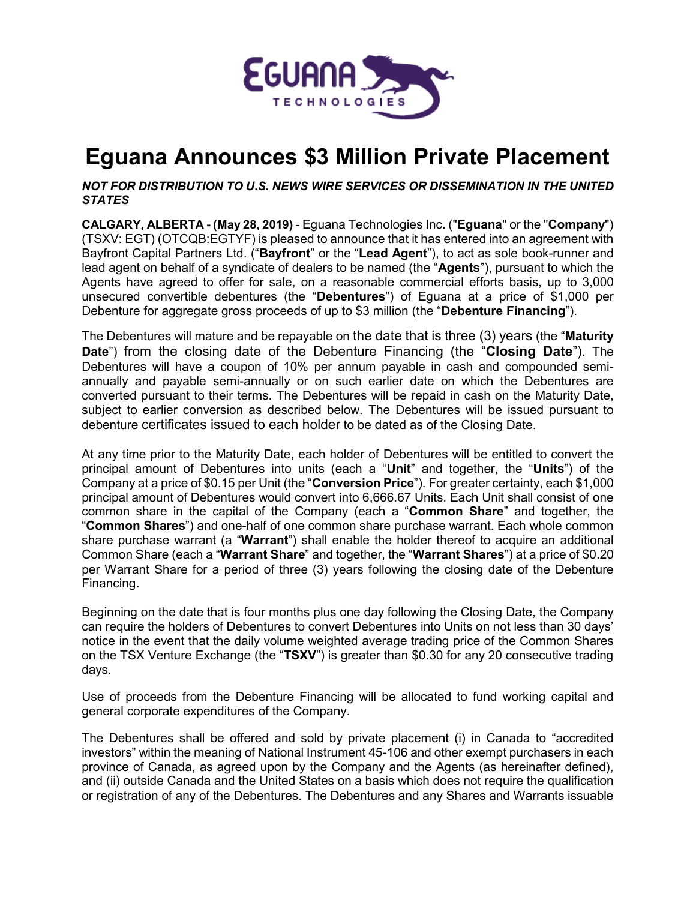# Eguana Announces $3 Million Private Placement

***NOT FOR DISTRIBUTION TO U.S. NEWS WIRE SERVICES OR DISSEMINATION IN THE UNITED STATES***

**CALGARY, ALBERTA - (May 28, 2019)** - Eguana Technologies Inc. ("**Eguana**" or the "**Company**") (TSXV: EGT) (OTCQB:EGTYF) is pleased to announce that it has entered into an agreement with Bayfront Capital Partners Ltd. ("**Bayfront**" or the "**Lead Agent**"), to act as sole book-runner and lead agent on behalf of a syndicate of dealers to be named (the "**Agents**"), pursuant to which the Agents have agreed to offer for sale, on a reasonable commercial efforts basis, up to 3,000 unsecured convertible debentures (the "**Debentures**") of Eguana at a price of $1,000 per Debenture for aggregate gross proceeds of up to $3 million (the "**Debenture Financing**").

The Debentures will mature and be repayable on the date that is three (3) years (the "**Maturity Date**") from the closing date of the Debenture Financing (the "**Closing Date**"). The Debentures will have a coupon of 10% per annum payable in cash and compounded semi-annually and payable semi-annually or on such earlier date on which the Debentures are converted pursuant to their terms. The Debentures will be repaid in cash on the Maturity Date, subject to earlier conversion as described below. The Debentures will be issued pursuant to debenture certificates issued to each holder to be dated as of the Closing Date.

At any time prior to the Maturity Date, each holder of Debentures will be entitled to convert the principal amount of Debentures into units (each a "**Unit**" and together, the "**Units**") of the Company at a price of $0.15 per Unit (the "**Conversion Price**"). For greater certainty, each $1,000 principal amount of Debentures would convert into 6,666.67 Units. Each Unit shall consist of one common share in the capital of the Company (each a "**Common Share**" and together, the "**Common Shares**") and one-half of one common share purchase warrant. Each whole common share purchase warrant (a "**Warrant**") shall enable the holder thereof to acquire an additional Common Share (each a "**Warrant Share**" and together, the "**Warrant Shares**") at a price of $0.20 per Warrant Share for a period of three (3) years following the closing date of the Debenture Financing.

Beginning on the date that is four months plus one day following the Closing Date, the Company can require the holders of Debentures to convert Debentures into Units on not less than 30 days' notice in the event that the daily volume weighted average trading price of the Common Shares on the TSX Venture Exchange (the "**TSXV**") is greater than $0.30 for any 20 consecutive trading days.

Use of proceeds from the Debenture Financing will be allocated to fund working capital and general corporate expenditures of the Company.

The Debentures shall be offered and sold by private placement (i) in Canada to "accredited investors" within the meaning of National Instrument 45-106 and other exempt purchasers in each province of Canada, as agreed upon by the Company and the Agents (as hereinafter defined), and (ii) outside Canada and the United States on a basis which does not require the qualification or registration of any of the Debentures. The Debentures and any Shares and Warrants issuable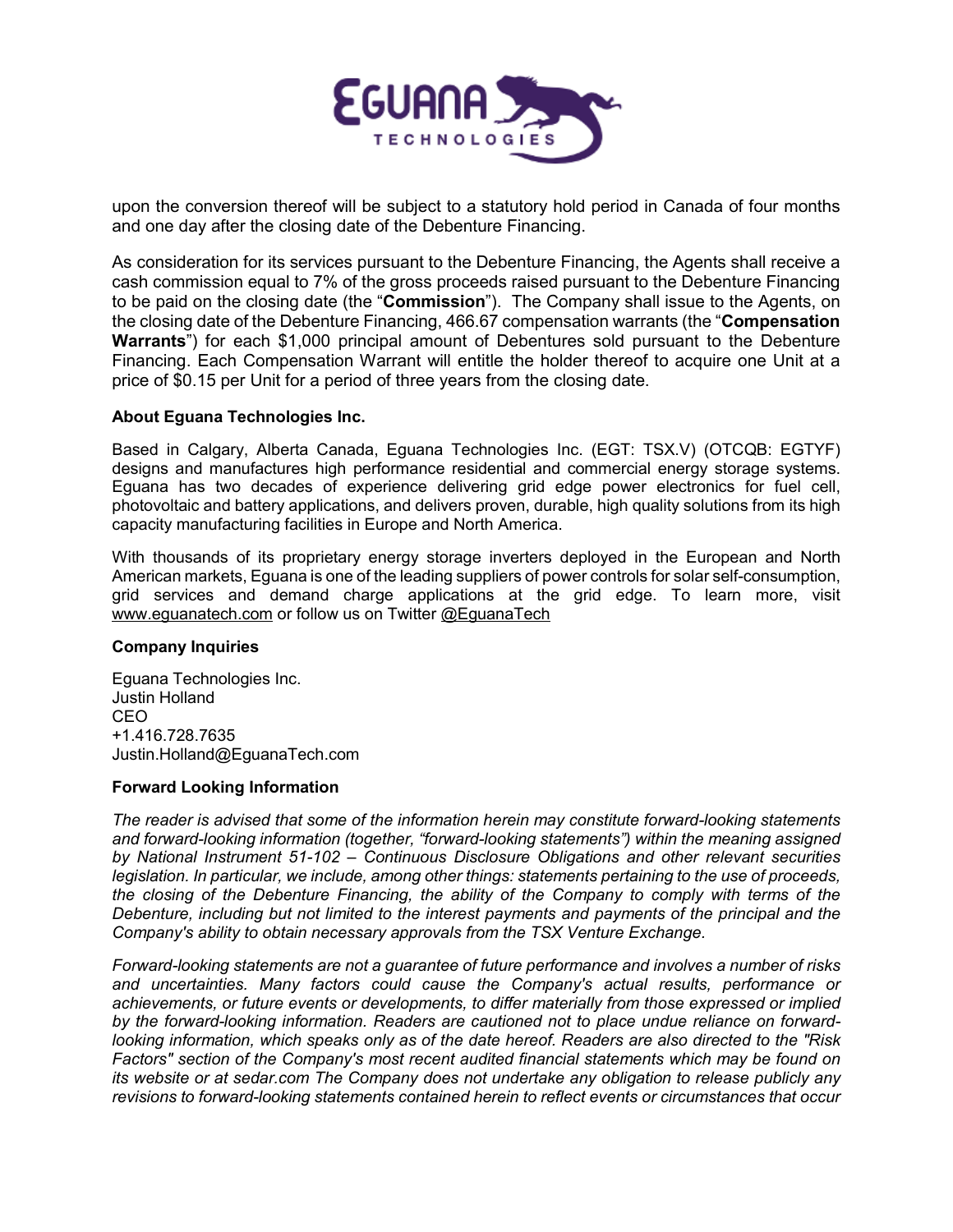upon the conversion thereof will be subject to a statutory hold period in Canada of four months and one day after the closing date of the Debenture Financing.

As consideration for its services pursuant to the Debenture Financing, the Agents shall receive a cash commission equal to 7% of the gross proceeds raised pursuant to the Debenture Financing to be paid on the closing date (the "**Commission**"). The Company shall issue to the Agents, on the closing date of the Debenture Financing, 466.67 compensation warrants (the "**Compensation Warrants**") for each $1,000 principal amount of Debentures sold pursuant to the Debenture Financing. Each Compensation Warrant will entitle the holder thereof to acquire one Unit at a price of $0.15 per Unit for a period of three years from the closing date.

**About Eguana Technologies Inc.**

Based in Calgary, Alberta Canada, Eguana Technologies Inc. (EGT: TSX.V) (OTCQB: EGTYF) designs and manufactures high performance residential and commercial energy storage systems. Eguana has two decades of experience delivering grid edge power electronics for fuel cell, photovoltaic and battery applications, and delivers proven, durable, high quality solutions from its high capacity manufacturing facilities in Europe and North America.

With thousands of its proprietary energy storage inverters deployed in the European and North American markets, Eguana is one of the leading suppliers of power controls for solar self-consumption, grid services and demand charge applications at the grid edge. To learn more, visit www.eguanatech.com or follow us on Twitter @EguanaTech

**Company Inquiries**

Eguana Technologies Inc.
Justin Holland
CEO
+1.416.728.7635
Justin.Holland@EguanaTech.com

**Forward Looking Information**

*The reader is advised that some of the information herein may constitute forward-looking statements and forward-looking information (together, "forward-looking statements") within the meaning assigned by National Instrument 51-102 – Continuous Disclosure Obligations and other relevant securities legislation. In particular, we include, among other things: statements pertaining to the use of proceeds, the closing of the Debenture Financing, the ability of the Company to comply with terms of the Debenture, including but not limited to the interest payments and payments of the principal and the Company's ability to obtain necessary approvals from the TSX Venture Exchange.*

*Forward-looking statements are not a guarantee of future performance and involves a number of risks and uncertainties. Many factors could cause the Company's actual results, performance or achievements, or future events or developments, to differ materially from those expressed or implied by the forward-looking information. Readers are cautioned not to place undue reliance on forward-looking information, which speaks only as of the date hereof. Readers are also directed to the "Risk Factors" section of the Company's most recent audited financial statements which may be found on its website or at sedar.com The Company does not undertake any obligation to release publicly any revisions to forward-looking statements contained herein to reflect events or circumstances that occur*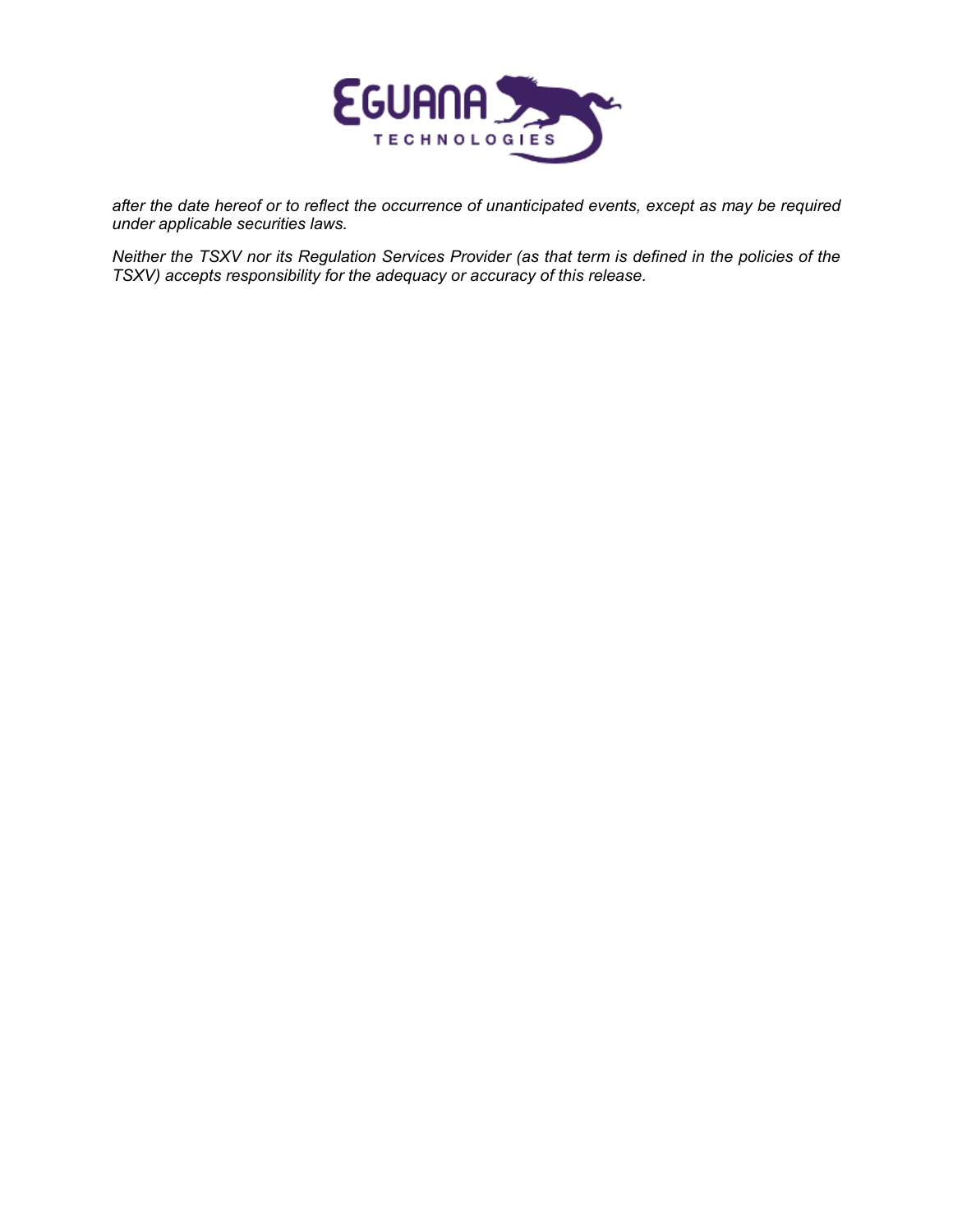*after the date hereof or to reflect the occurrence of unanticipated events, except as may be required under applicable securities laws.*

*Neither the TSXV nor its Regulation Services Provider (as that term is defined in the policies of the TSXV) accepts responsibility for the adequacy or accuracy of this release.*